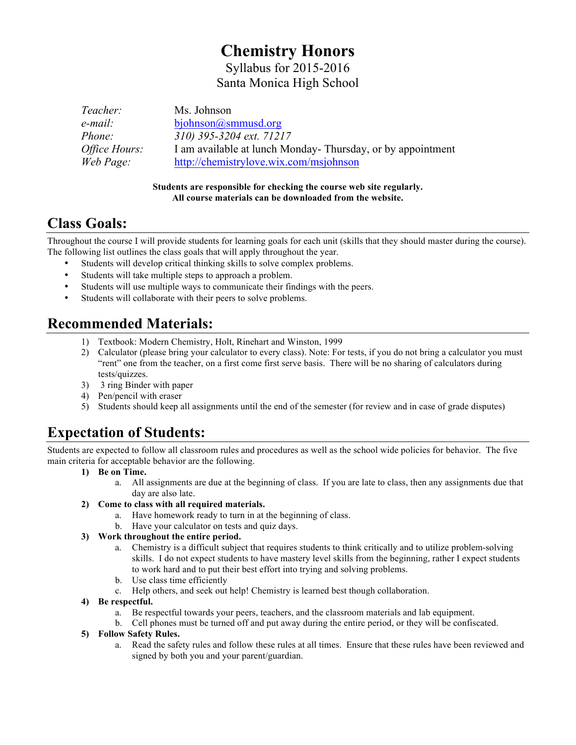# Chemistry Honors

Syllabus for 2015-2016

Santa Monica High School

| | |
|---|---|
| *Teacher:* | Ms. Johnson |
| *e-mail:* | bjohnson@smmusd.org |
| *Phone:* | *310) 395-3204 ext. 71217* |
| *Office Hours:* | I am available at lunch Monday- Thursday, or by appointment |
| *Web Page:* | http://chemistrylove.wix.com/msjohnson |

**Students are responsible for checking the course web site regularly.**
**All course materials can be downloaded from the website.**

## Class Goals:

Throughout the course I will provide students for learning goals for each unit (skills that they should master during the course). The following list outlines the class goals that will apply throughout the year.

- Students will develop critical thinking skills to solve complex problems.
- Students will take multiple steps to approach a problem.
- Students will use multiple ways to communicate their findings with the peers.
- Students will collaborate with their peers to solve problems.

## Recommended Materials:

1) Textbook: Modern Chemistry, Holt, Rinehart and Winston, 1999
2) Calculator (please bring your calculator to every class). Note: For tests, if you do not bring a calculator you must "rent" one from the teacher, on a first come first serve basis. There will be no sharing of calculators during tests/quizzes.
3) 3 ring Binder with paper
4) Pen/pencil with eraser
5) Students should keep all assignments until the end of the semester (for review and in case of grade disputes)

## Expectation of Students:

Students are expected to follow all classroom rules and procedures as well as the school wide policies for behavior. The five main criteria for acceptable behavior are the following.

1) **Be on Time.**
   a. All assignments are due at the beginning of class. If you are late to class, then any assignments due that day are also late.
2) **Come to class with all required materials.**
   a. Have homework ready to turn in at the beginning of class.
   b. Have your calculator on tests and quiz days.
3) **Work throughout the entire period.**
   a. Chemistry is a difficult subject that requires students to think critically and to utilize problem-solving skills. I do not expect students to have mastery level skills from the beginning, rather I expect students to work hard and to put their best effort into trying and solving problems.
   b. Use class time efficiently
   c. Help others, and seek out help! Chemistry is learned best though collaboration.
4) **Be respectful.**
   a. Be respectful towards your peers, teachers, and the classroom materials and lab equipment.
   b. Cell phones must be turned off and put away during the entire period, or they will be confiscated.
5) **Follow Safety Rules.**
   a. Read the safety rules and follow these rules at all times. Ensure that these rules have been reviewed and signed by both you and your parent/guardian.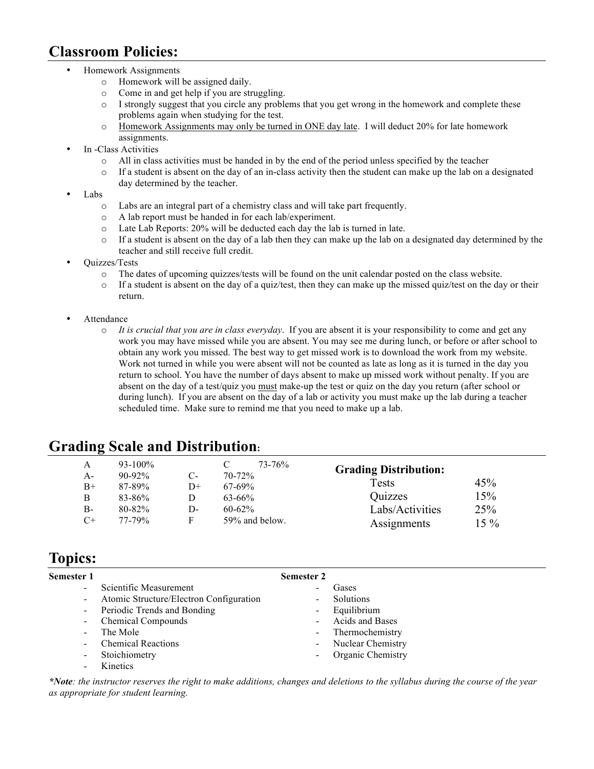## Classroom Policies:

- Homework Assignments
  - Homework will be assigned daily.
  - Come in and get help if you are struggling.
  - I strongly suggest that you circle any problems that you get wrong in the homework and complete these problems again when studying for the test.
  - <u>Homework Assignments may only be turned in ONE day late</u>. I will deduct 20% for late homework assignments.
- In -Class Activities
  - All in class activities must be handed in by the end of the period unless specified by the teacher
  - If a student is absent on the day of an in-class activity then the student can make up the lab on a designated day determined by the teacher.
- Labs
  - Labs are an integral part of a chemistry class and will take part frequently.
  - A lab report must be handed in for each lab/experiment.
  - Late Lab Reports: 20% will be deducted each day the lab is turned in late.
  - If a student is absent on the day of a lab then they can make up the lab on a designated day determined by the teacher and still receive full credit.
- Quizzes/Tests
  - The dates of upcoming quizzes/tests will be found on the unit calendar posted on the class website.
  - If a student is absent on the day of a quiz/test, then they can make up the missed quiz/test on the day or their return.
- Attendance
  - *It is crucial that you are in class everyday*. If you are absent it is your responsibility to come and get any work you may have missed while you are absent. You may see me during lunch, or before or after school to obtain any work you missed. The best way to get missed work is to download the work from my website. Work not turned in while you were absent will not be counted as late as long as it is turned in the day you return to school. You have the number of days absent to make up missed work without penalty. If you are absent on the day of a test/quiz you <u>must</u> make-up the test or quiz on the day you return (after school or during lunch). If you are absent on the day of a lab or activity you must make up the lab during a teacher scheduled time. Make sure to remind me that you need to make up a lab.

## Grading Scale and Distribution:

| Grade | Range | Grade | Range |
|---|---|---|---|
| A | 93-100% | C | 73-76% |
| A- | 90-92% | C- | 70-72% |
| B+ | 87-89% | D+ | 67-69% |
| B | 83-86% | D | 63-66% |
| B- | 80-82% | D- | 60-62% |
| C+ | 77-79% | F | 59% and below. |

**Grading Distribution:**

| Category | Weight |
|---|---|
| Tests | 45% |
| Quizzes | 15% |
| Labs/Activities | 25% |
| Assignments | 15 % |

## Topics:

**Semester 1**

- Scientific Measurement
- Atomic Structure/Electron Configuration
- Periodic Trends and Bonding
- Chemical Compounds
- The Mole
- Chemical Reactions
- Stoichiometry
- Kinetics

**Semester 2**

- Gases
- Solutions
- Equilibrium
- Acids and Bases
- Thermochemistry
- Nuclear Chemistry
- Organic Chemistry

***Note**: the instructor reserves the right to make additions, changes and deletions to the syllabus during the course of the year as appropriate for student learning.*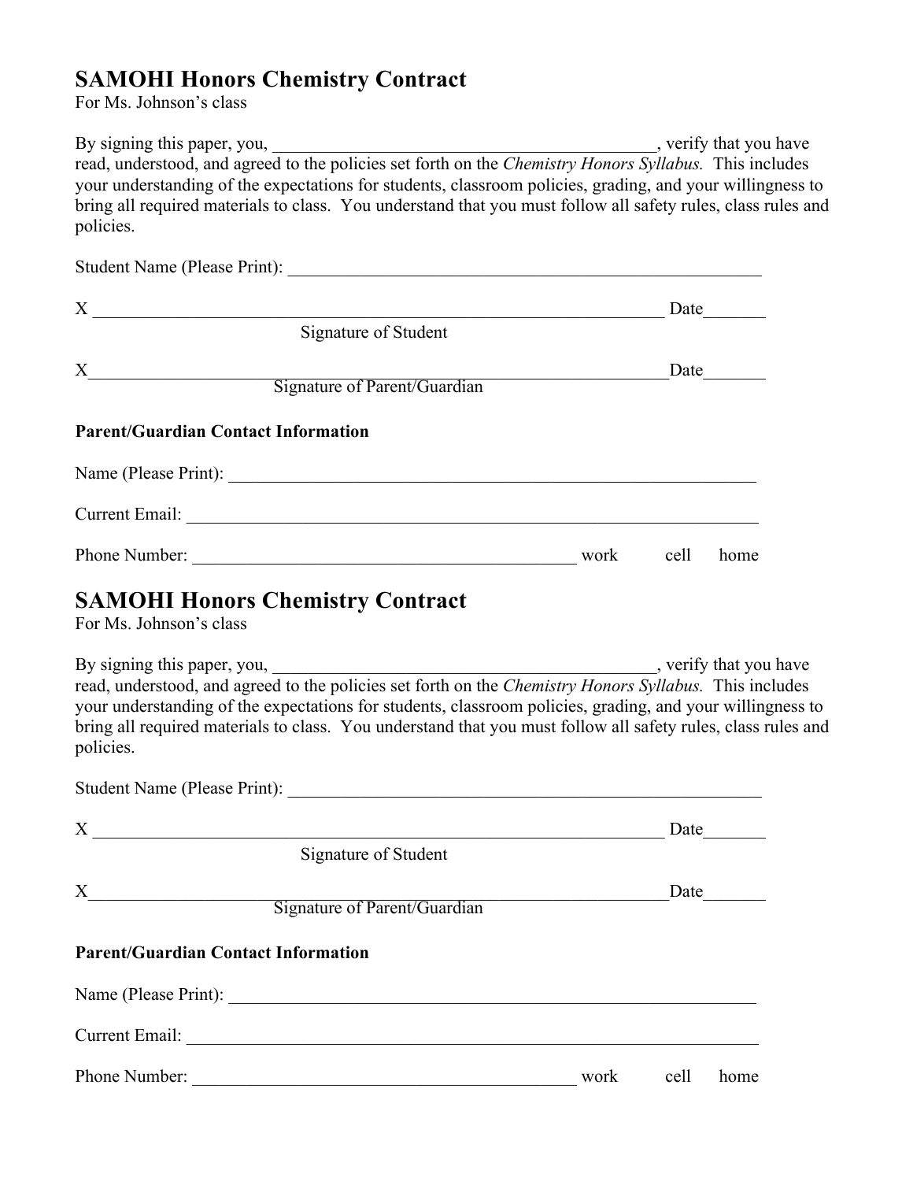## SAMOHI Honors Chemistry Contract

For Ms. Johnson's class

By signing this paper, you, _____________________________________________, verify that you have read, understood, and agreed to the policies set forth on the *Chemistry Honors Syllabus.* This includes your understanding of the expectations for students, classroom policies, grading, and your willingness to bring all required materials to class. You understand that you must follow all safety rules, class rules and policies.

Student Name (Please Print): _________________________________________________________

X ____________________________________________________________________ Date_______

Signature of Student

X____________________________________________________________________Date_______

Signature of Parent/Guardian

**Parent/Guardian Contact Information**

Name (Please Print): ______________________________________________________________

Current Email: __________________________________________________________________

Phone Number: _____________________________________________ work cell home

## SAMOHI Honors Chemistry Contract

For Ms. Johnson's class

By signing this paper, you, _____________________________________________, verify that you have read, understood, and agreed to the policies set forth on the *Chemistry Honors Syllabus.* This includes your understanding of the expectations for students, classroom policies, grading, and your willingness to bring all required materials to class. You understand that you must follow all safety rules, class rules and policies.

Student Name (Please Print): _________________________________________________________

X ____________________________________________________________________ Date_______

Signature of Student

X____________________________________________________________________Date_______

Signature of Parent/Guardian

**Parent/Guardian Contact Information**

Name (Please Print): ______________________________________________________________

Current Email: __________________________________________________________________

Phone Number: _____________________________________________ work cell home